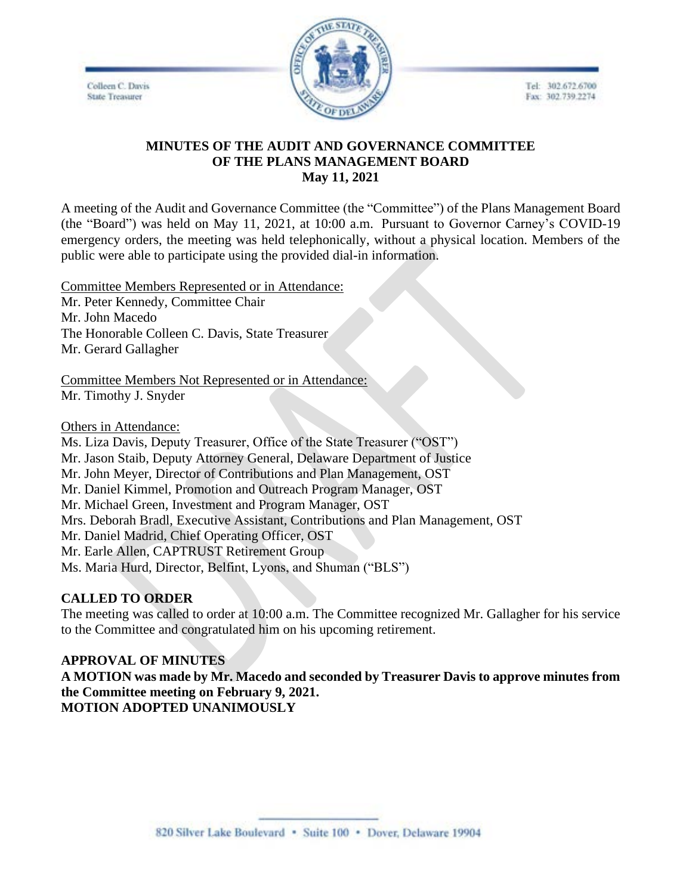Colleen C. Davis
State Treasurer

Tel: 302.672.6700
Fax: 302.739.2274

**MINUTES OF THE AUDIT AND GOVERNANCE COMMITTEE**
**OF THE PLANS MANAGEMENT BOARD**
**May 11, 2021**

A meeting of the Audit and Governance Committee (the "Committee") of the Plans Management Board (the "Board") was held on May 11, 2021, at 10:00 a.m. Pursuant to Governor Carney's COVID-19 emergency orders, the meeting was held telephonically, without a physical location. Members of the public were able to participate using the provided dial-in information.

Committee Members Represented or in Attendance:
Mr. Peter Kennedy, Committee Chair
Mr. John Macedo
The Honorable Colleen C. Davis, State Treasurer
Mr. Gerard Gallagher

Committee Members Not Represented or in Attendance:
Mr. Timothy J. Snyder

Others in Attendance:
Ms. Liza Davis, Deputy Treasurer, Office of the State Treasurer ("OST")
Mr. Jason Staib, Deputy Attorney General, Delaware Department of Justice
Mr. John Meyer, Director of Contributions and Plan Management, OST
Mr. Daniel Kimmel, Promotion and Outreach Program Manager, OST
Mr. Michael Green, Investment and Program Manager, OST
Mrs. Deborah Bradl, Executive Assistant, Contributions and Plan Management, OST
Mr. Daniel Madrid, Chief Operating Officer, OST
Mr. Earle Allen, CAPTRUST Retirement Group
Ms. Maria Hurd, Director, Belfint, Lyons, and Shuman ("BLS")

**CALLED TO ORDER**

The meeting was called to order at 10:00 a.m. The Committee recognized Mr. Gallagher for his service to the Committee and congratulated him on his upcoming retirement.

**APPROVAL OF MINUTES**

**A MOTION was made by Mr. Macedo and seconded by Treasurer Davis to approve minutes from the Committee meeting on February 9, 2021.**
**MOTION ADOPTED UNANIMOUSLY**

820 Silver Lake Boulevard • Suite 100 • Dover, Delaware 19904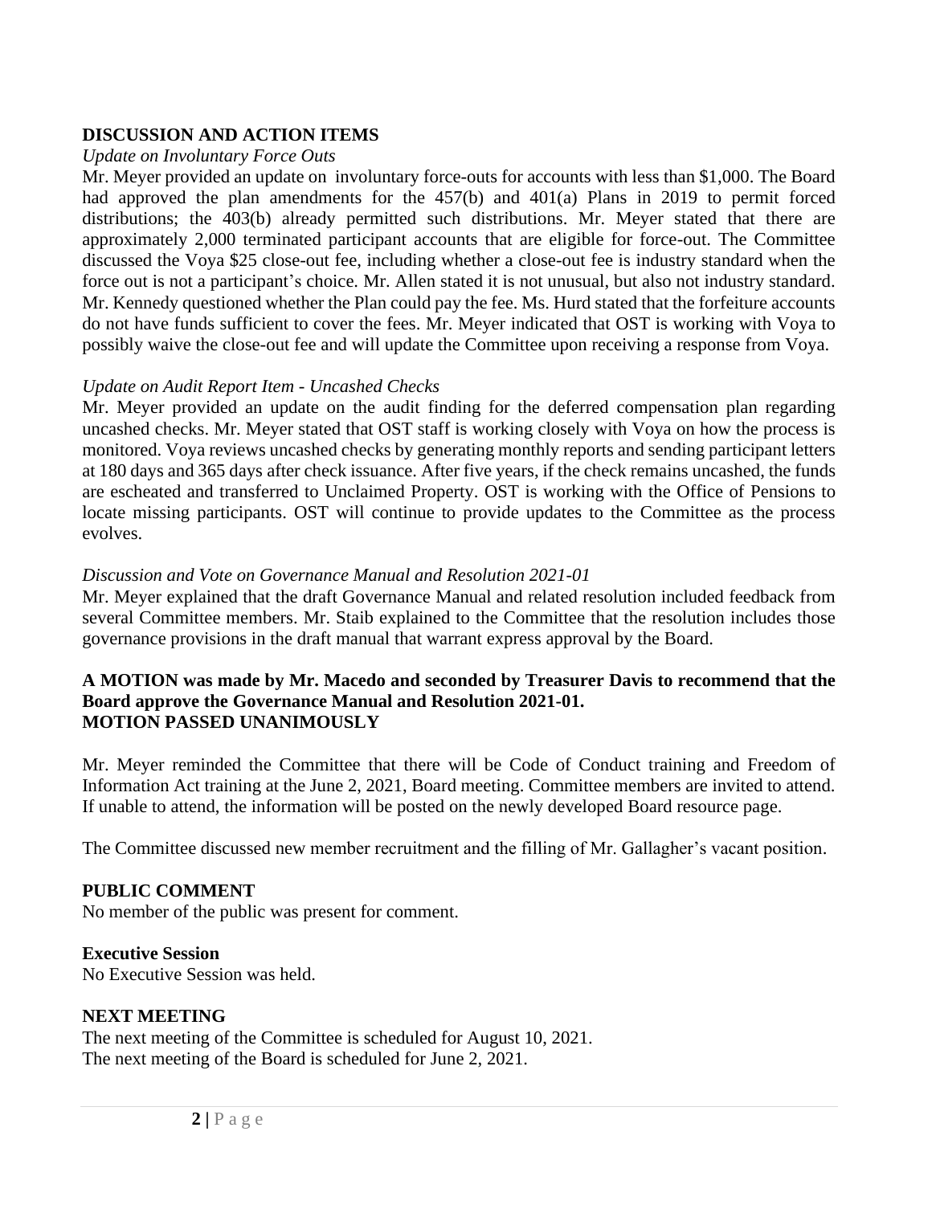## DISCUSSION AND ACTION ITEMS

*Update on Involuntary Force Outs*

Mr. Meyer provided an update on involuntary force-outs for accounts with less than $1,000. The Board had approved the plan amendments for the 457(b) and 401(a) Plans in 2019 to permit forced distributions; the 403(b) already permitted such distributions. Mr. Meyer stated that there are approximately 2,000 terminated participant accounts that are eligible for force-out. The Committee discussed the Voya $25 close-out fee, including whether a close-out fee is industry standard when the force out is not a participant's choice. Mr. Allen stated it is not unusual, but also not industry standard. Mr. Kennedy questioned whether the Plan could pay the fee. Ms. Hurd stated that the forfeiture accounts do not have funds sufficient to cover the fees. Mr. Meyer indicated that OST is working with Voya to possibly waive the close-out fee and will update the Committee upon receiving a response from Voya.

*Update on Audit Report Item - Uncashed Checks*

Mr. Meyer provided an update on the audit finding for the deferred compensation plan regarding uncashed checks. Mr. Meyer stated that OST staff is working closely with Voya on how the process is monitored. Voya reviews uncashed checks by generating monthly reports and sending participant letters at 180 days and 365 days after check issuance. After five years, if the check remains uncashed, the funds are escheated and transferred to Unclaimed Property. OST is working with the Office of Pensions to locate missing participants. OST will continue to provide updates to the Committee as the process evolves.

*Discussion and Vote on Governance Manual and Resolution 2021-01*

Mr. Meyer explained that the draft Governance Manual and related resolution included feedback from several Committee members. Mr. Staib explained to the Committee that the resolution includes those governance provisions in the draft manual that warrant express approval by the Board.

**A MOTION was made by Mr. Macedo and seconded by Treasurer Davis to recommend that the Board approve the Governance Manual and Resolution 2021-01.**
**MOTION PASSED UNANIMOUSLY**

Mr. Meyer reminded the Committee that there will be Code of Conduct training and Freedom of Information Act training at the June 2, 2021, Board meeting. Committee members are invited to attend. If unable to attend, the information will be posted on the newly developed Board resource page.

The Committee discussed new member recruitment and the filling of Mr. Gallagher's vacant position.

## PUBLIC COMMENT

No member of the public was present for comment.

## Executive Session

No Executive Session was held.

## NEXT MEETING

The next meeting of the Committee is scheduled for August 10, 2021.
The next meeting of the Board is scheduled for June 2, 2021.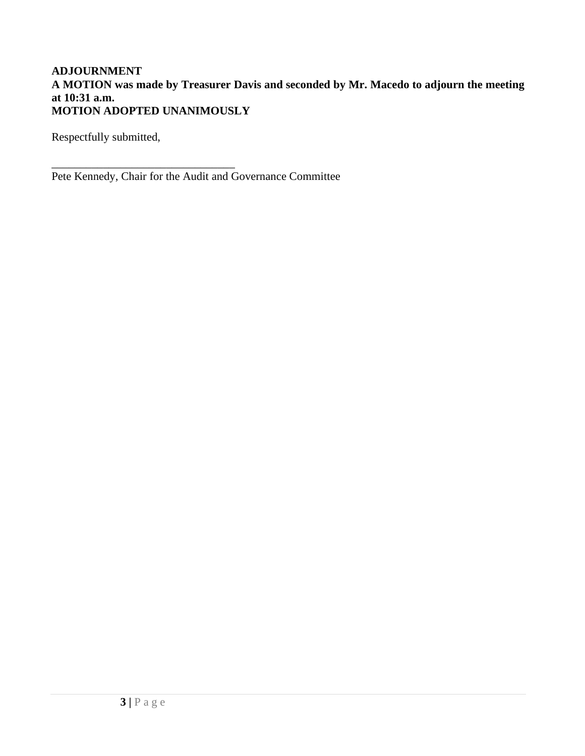**ADJOURNMENT**
**A MOTION was made by Treasurer Davis and seconded by Mr. Macedo to adjourn the meeting at 10:31 a.m.**
**MOTION ADOPTED UNANIMOUSLY**

Respectfully submitted,

\_\_\_\_\_\_\_\_\_\_\_\_\_\_\_\_\_\_\_\_\_\_\_\_\_\_\_\_\_\_\_\_

Pete Kennedy, Chair for the Audit and Governance Committee